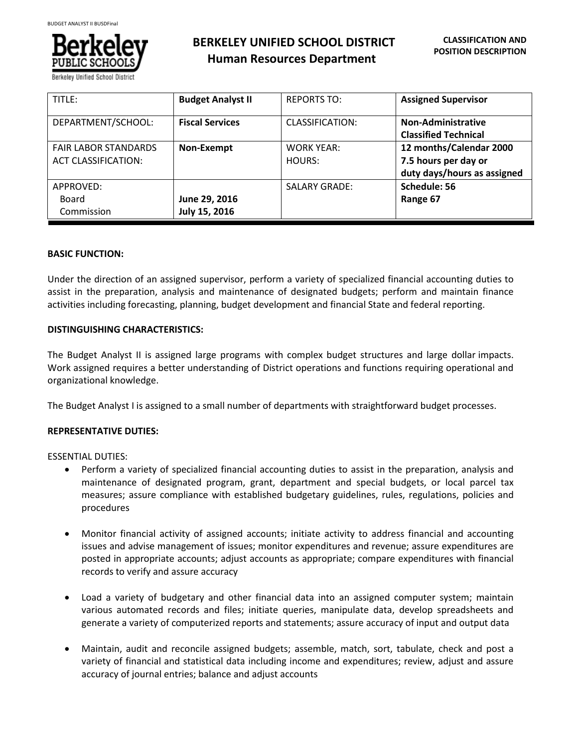# BERKELEY UNIFIED SCHOOL DISTRICT
## Human Resources Department

**CLASSIFICATION AND POSITION DESCRIPTION**

| TITLE: | **Budget Analyst II** | REPORTS TO: | **Assigned Supervisor** |
|---|---|---|---|
| DEPARTMENT/SCHOOL: | **Fiscal Services** | CLASSIFICATION: | **Non-Administrative Classified Technical** |
| FAIR LABOR STANDARDS ACT CLASSIFICATION: | **Non-Exempt** | WORK YEAR: HOURS: | **12 months/Calendar 2000 7.5 hours per day or duty days/hours as assigned** |
| APPROVED: Board Commission | **June 29, 2016 July 15, 2016** | SALARY GRADE: | **Schedule: 56 Range 67** |

**BASIC FUNCTION:**

Under the direction of an assigned supervisor, perform a variety of specialized financial accounting duties to assist in the preparation, analysis and maintenance of designated budgets; perform and maintain finance activities including forecasting, planning, budget development and financial State and federal reporting.

**DISTINGUISHING CHARACTERISTICS:**

The Budget Analyst II is assigned large programs with complex budget structures and large dollar impacts. Work assigned requires a better understanding of District operations and functions requiring operational and organizational knowledge.

The Budget Analyst I is assigned to a small number of departments with straightforward budget processes.

**REPRESENTATIVE DUTIES:**

ESSENTIAL DUTIES:

- Perform a variety of specialized financial accounting duties to assist in the preparation, analysis and maintenance of designated program, grant, department and special budgets, or local parcel tax measures; assure compliance with established budgetary guidelines, rules, regulations, policies and procedures

- Monitor financial activity of assigned accounts; initiate activity to address financial and accounting issues and advise management of issues; monitor expenditures and revenue; assure expenditures are posted in appropriate accounts; adjust accounts as appropriate; compare expenditures with financial records to verify and assure accuracy

- Load a variety of budgetary and other financial data into an assigned computer system; maintain various automated records and files; initiate queries, manipulate data, develop spreadsheets and generate a variety of computerized reports and statements; assure accuracy of input and output data

- Maintain, audit and reconcile assigned budgets; assemble, match, sort, tabulate, check and post a variety of financial and statistical data including income and expenditures; review, adjust and assure accuracy of journal entries; balance and adjust accounts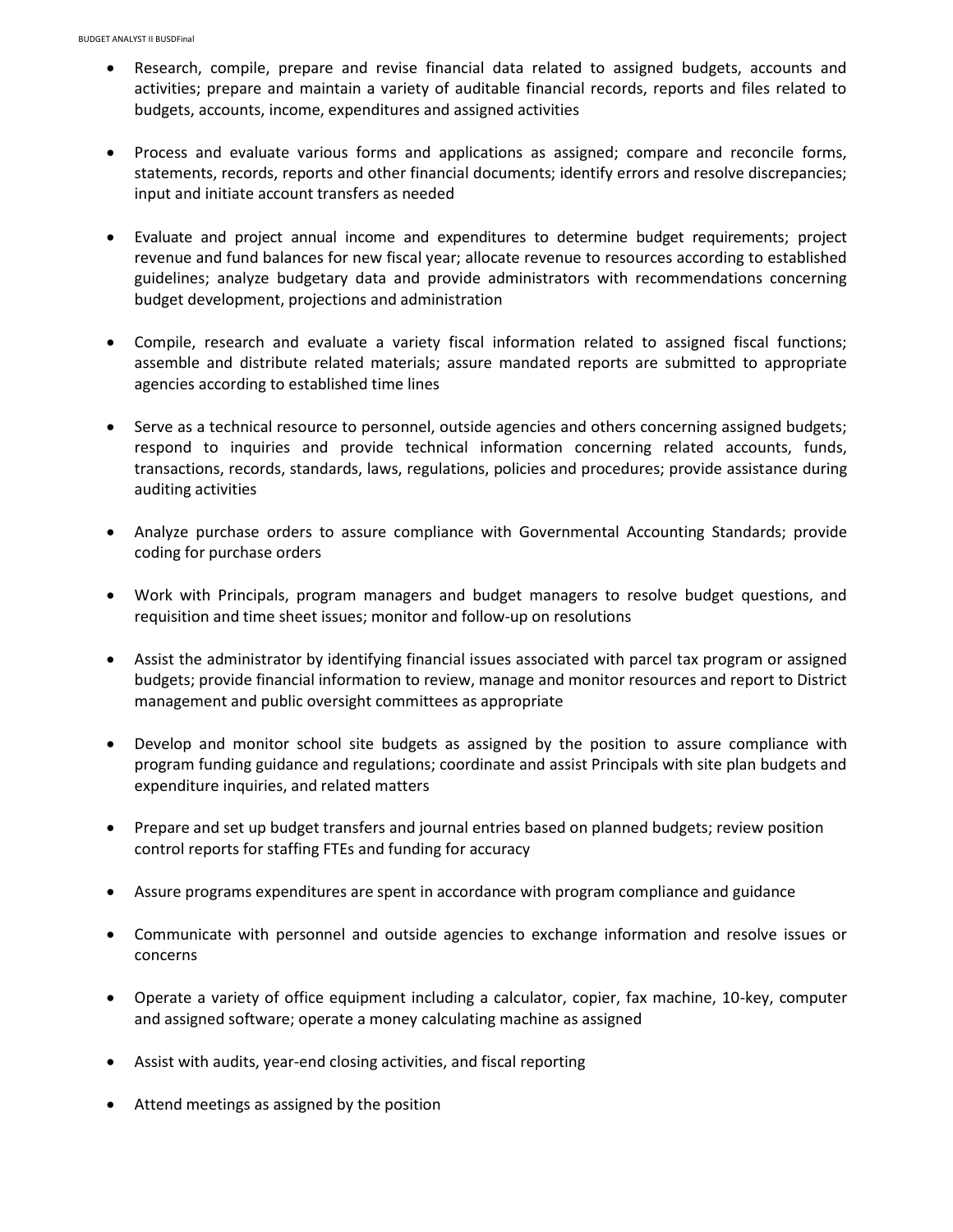- Research, compile, prepare and revise financial data related to assigned budgets, accounts and activities; prepare and maintain a variety of auditable financial records, reports and files related to budgets, accounts, income, expenditures and assigned activities

- Process and evaluate various forms and applications as assigned; compare and reconcile forms, statements, records, reports and other financial documents; identify errors and resolve discrepancies; input and initiate account transfers as needed

- Evaluate and project annual income and expenditures to determine budget requirements; project revenue and fund balances for new fiscal year; allocate revenue to resources according to established guidelines; analyze budgetary data and provide administrators with recommendations concerning budget development, projections and administration

- Compile, research and evaluate a variety fiscal information related to assigned fiscal functions; assemble and distribute related materials; assure mandated reports are submitted to appropriate agencies according to established time lines

- Serve as a technical resource to personnel, outside agencies and others concerning assigned budgets; respond to inquiries and provide technical information concerning related accounts, funds, transactions, records, standards, laws, regulations, policies and procedures; provide assistance during auditing activities

- Analyze purchase orders to assure compliance with Governmental Accounting Standards; provide coding for purchase orders

- Work with Principals, program managers and budget managers to resolve budget questions, and requisition and time sheet issues; monitor and follow-up on resolutions

- Assist the administrator by identifying financial issues associated with parcel tax program or assigned budgets; provide financial information to review, manage and monitor resources and report to District management and public oversight committees as appropriate

- Develop and monitor school site budgets as assigned by the position to assure compliance with program funding guidance and regulations; coordinate and assist Principals with site plan budgets and expenditure inquiries, and related matters

- Prepare and set up budget transfers and journal entries based on planned budgets; review position control reports for staffing FTEs and funding for accuracy

- Assure programs expenditures are spent in accordance with program compliance and guidance

- Communicate with personnel and outside agencies to exchange information and resolve issues or concerns

- Operate a variety of office equipment including a calculator, copier, fax machine, 10-key, computer and assigned software; operate a money calculating machine as assigned

- Assist with audits, year-end closing activities, and fiscal reporting

- Attend meetings as assigned by the position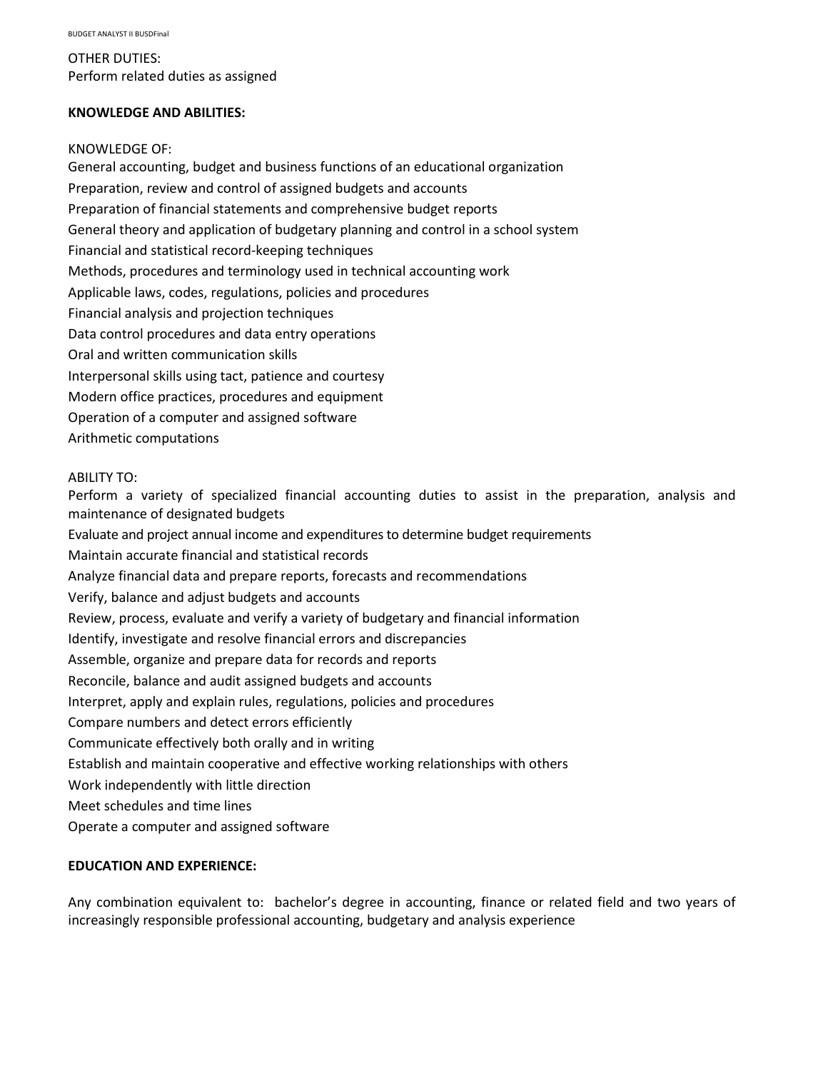OTHER DUTIES:

Perform related duties as assigned

**KNOWLEDGE AND ABILITIES:**

KNOWLEDGE OF:

General accounting, budget and business functions of an educational organization
Preparation, review and control of assigned budgets and accounts
Preparation of financial statements and comprehensive budget reports
General theory and application of budgetary planning and control in a school system
Financial and statistical record-keeping techniques
Methods, procedures and terminology used in technical accounting work
Applicable laws, codes, regulations, policies and procedures
Financial analysis and projection techniques
Data control procedures and data entry operations
Oral and written communication skills
Interpersonal skills using tact, patience and courtesy
Modern office practices, procedures and equipment
Operation of a computer and assigned software
Arithmetic computations

ABILITY TO:

Perform a variety of specialized financial accounting duties to assist in the preparation, analysis and maintenance of designated budgets
Evaluate and project annual income and expenditures to determine budget requirements
Maintain accurate financial and statistical records
Analyze financial data and prepare reports, forecasts and recommendations
Verify, balance and adjust budgets and accounts
Review, process, evaluate and verify a variety of budgetary and financial information
Identify, investigate and resolve financial errors and discrepancies
Assemble, organize and prepare data for records and reports
Reconcile, balance and audit assigned budgets and accounts
Interpret, apply and explain rules, regulations, policies and procedures
Compare numbers and detect errors efficiently
Communicate effectively both orally and in writing
Establish and maintain cooperative and effective working relationships with others
Work independently with little direction
Meet schedules and time lines
Operate a computer and assigned software

**EDUCATION AND EXPERIENCE:**

Any combination equivalent to: bachelor's degree in accounting, finance or related field and two years of increasingly responsible professional accounting, budgetary and analysis experience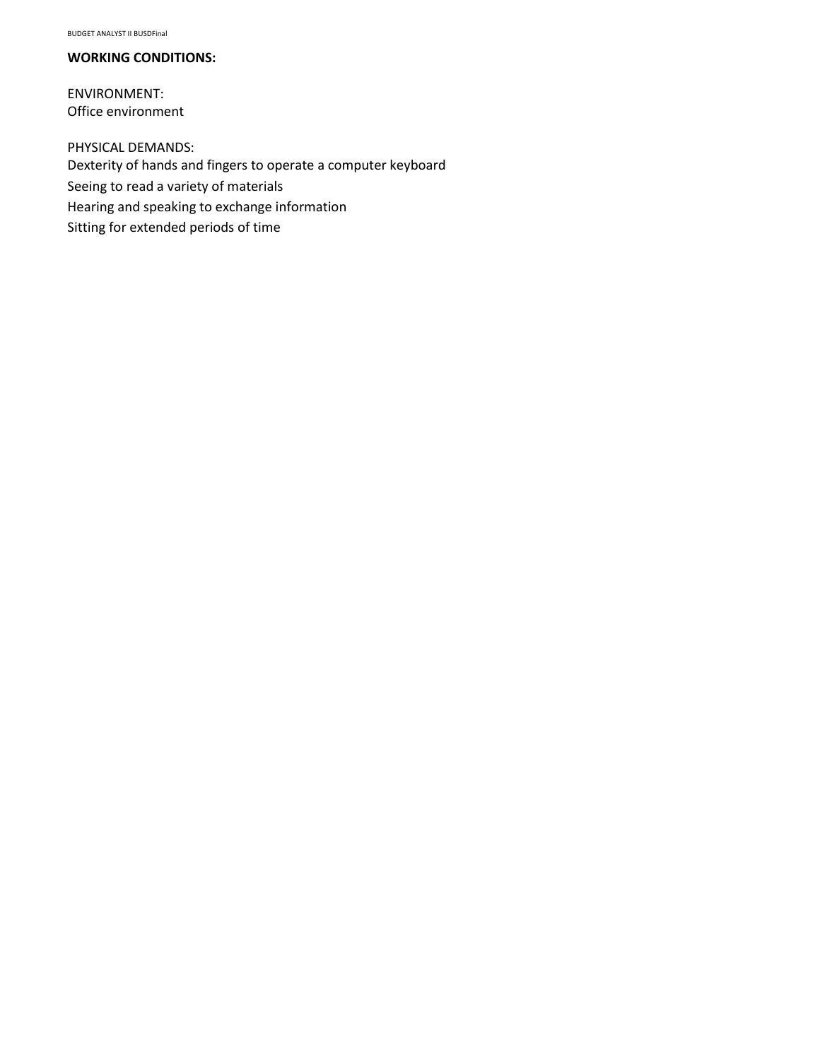**WORKING CONDITIONS:**

ENVIRONMENT:
Office environment

PHYSICAL DEMANDS:
Dexterity of hands and fingers to operate a computer keyboard
Seeing to read a variety of materials
Hearing and speaking to exchange information
Sitting for extended periods of time